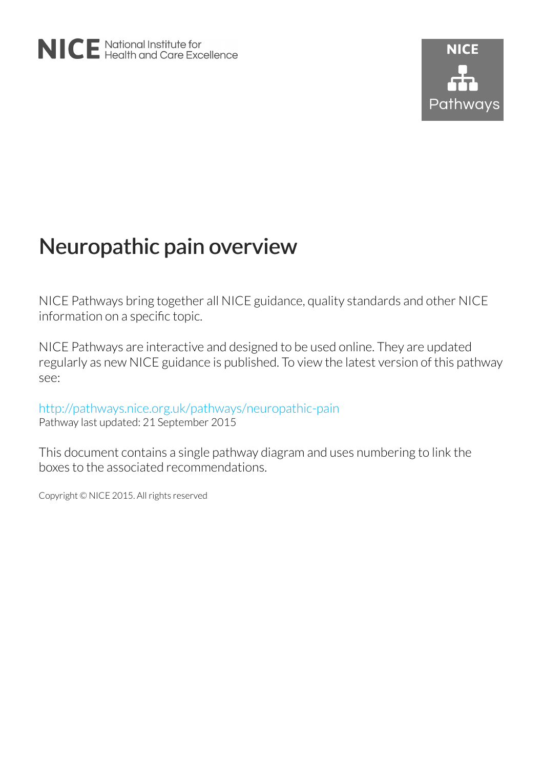NICE National Institute for Health and Care Excellence

NICE Pathways

# Neuropathic pain overview

NICE Pathways bring together all NICE guidance, quality standards and other NICE information on a specific topic.

NICE Pathways are interactive and designed to be used online. They are updated regularly as new NICE guidance is published. To view the latest version of this pathway see:

http://pathways.nice.org.uk/pathways/neuropathic-pain
Pathway last updated: 21 September 2015

This document contains a single pathway diagram and uses numbering to link the boxes to the associated recommendations.

Copyright © NICE 2015. All rights reserved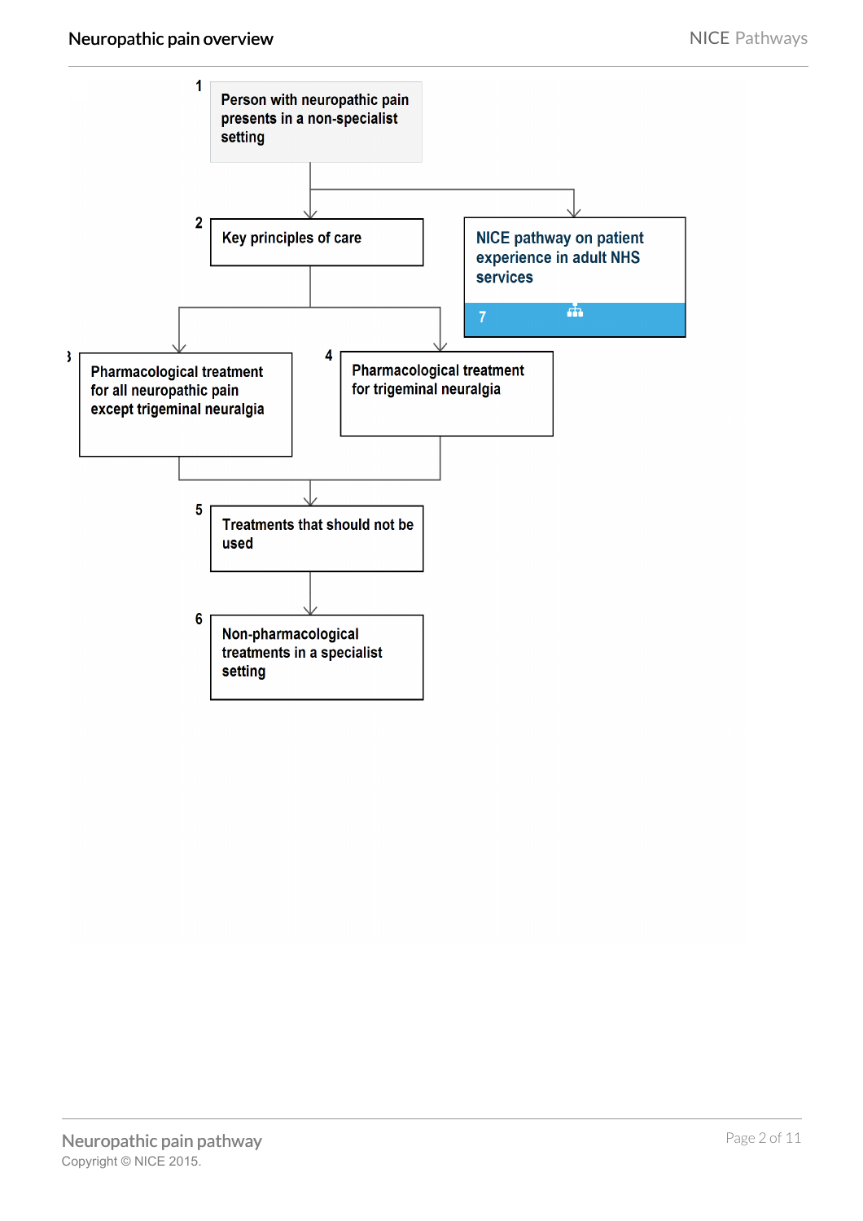# Neuropathic pain overview

1 Person with neuropathic pain presents in a non-specialist setting

2 Key principles of care

NICE pathway on patient experience in adult NHS services (7)

3 Pharmacological treatment for all neuropathic pain except trigeminal neuralgia

4 Pharmacological treatment for trigeminal neuralgia

5 Treatments that should not be used

6 Non-pharmacological treatments in a specialist setting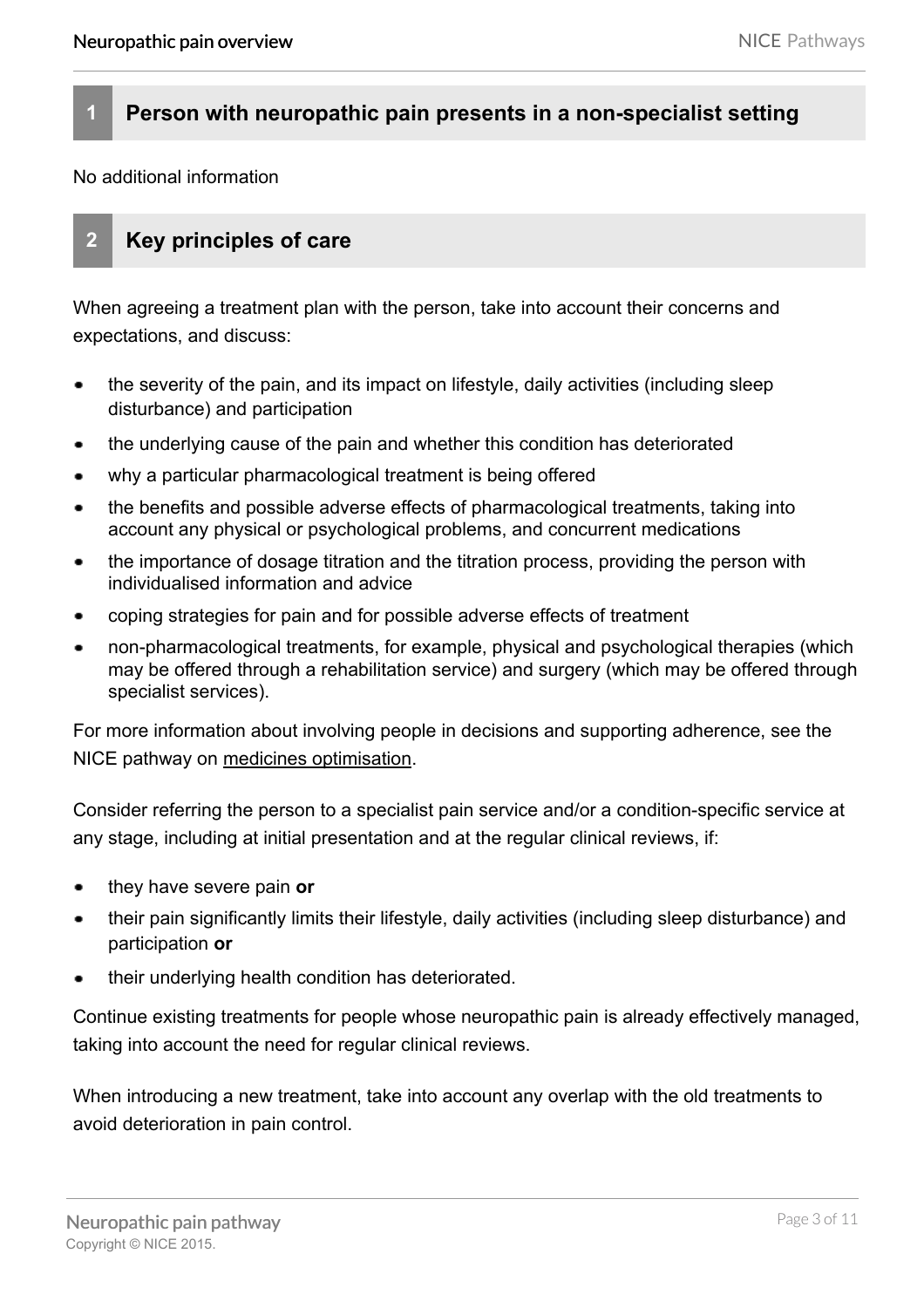## 1 Person with neuropathic pain presents in a non-specialist setting

No additional information

## 2 Key principles of care

When agreeing a treatment plan with the person, take into account their concerns and expectations, and discuss:

- the severity of the pain, and its impact on lifestyle, daily activities (including sleep disturbance) and participation
- the underlying cause of the pain and whether this condition has deteriorated
- why a particular pharmacological treatment is being offered
- the benefits and possible adverse effects of pharmacological treatments, taking into account any physical or psychological problems, and concurrent medications
- the importance of dosage titration and the titration process, providing the person with individualised information and advice
- coping strategies for pain and for possible adverse effects of treatment
- non-pharmacological treatments, for example, physical and psychological therapies (which may be offered through a rehabilitation service) and surgery (which may be offered through specialist services).

For more information about involving people in decisions and supporting adherence, see the NICE pathway on medicines optimisation.

Consider referring the person to a specialist pain service and/or a condition-specific service at any stage, including at initial presentation and at the regular clinical reviews, if:

- they have severe pain **or**
- their pain significantly limits their lifestyle, daily activities (including sleep disturbance) and participation **or**
- their underlying health condition has deteriorated.

Continue existing treatments for people whose neuropathic pain is already effectively managed, taking into account the need for regular clinical reviews.

When introducing a new treatment, take into account any overlap with the old treatments to avoid deterioration in pain control.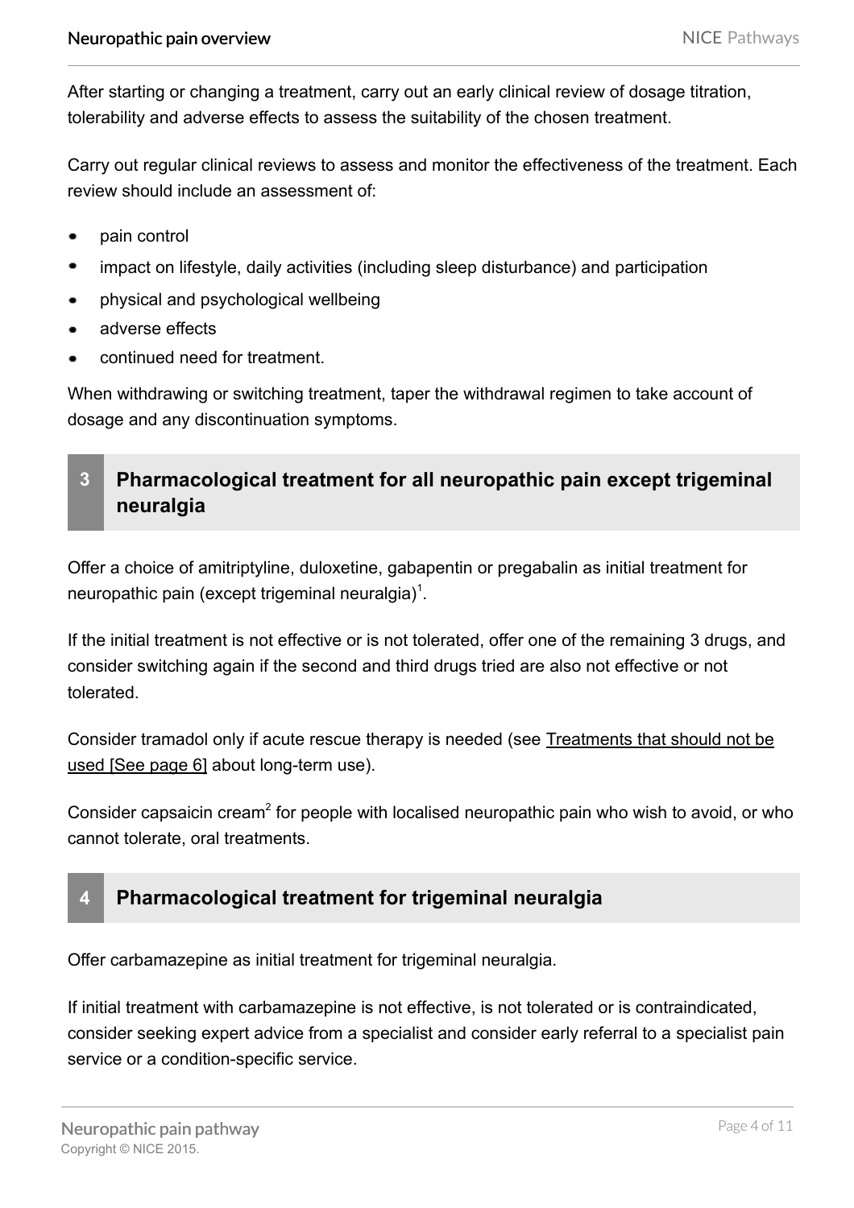After starting or changing a treatment, carry out an early clinical review of dosage titration, tolerability and adverse effects to assess the suitability of the chosen treatment.

Carry out regular clinical reviews to assess and monitor the effectiveness of the treatment. Each review should include an assessment of:

- pain control
- impact on lifestyle, daily activities (including sleep disturbance) and participation
- physical and psychological wellbeing
- adverse effects
- continued need for treatment.

When withdrawing or switching treatment, taper the withdrawal regimen to take account of dosage and any discontinuation symptoms.

## 3 Pharmacological treatment for all neuropathic pain except trigeminal neuralgia

Offer a choice of amitriptyline, duloxetine, gabapentin or pregabalin as initial treatment for neuropathic pain (except trigeminal neuralgia)[1].

If the initial treatment is not effective or is not tolerated, offer one of the remaining 3 drugs, and consider switching again if the second and third drugs tried are also not effective or not tolerated.

Consider tramadol only if acute rescue therapy is needed (see Treatments that should not be used [See page 6] about long-term use).

Consider capsaicin cream[2] for people with localised neuropathic pain who wish to avoid, or who cannot tolerate, oral treatments.

## 4 Pharmacological treatment for trigeminal neuralgia

Offer carbamazepine as initial treatment for trigeminal neuralgia.

If initial treatment with carbamazepine is not effective, is not tolerated or is contraindicated, consider seeking expert advice from a specialist and consider early referral to a specialist pain service or a condition-specific service.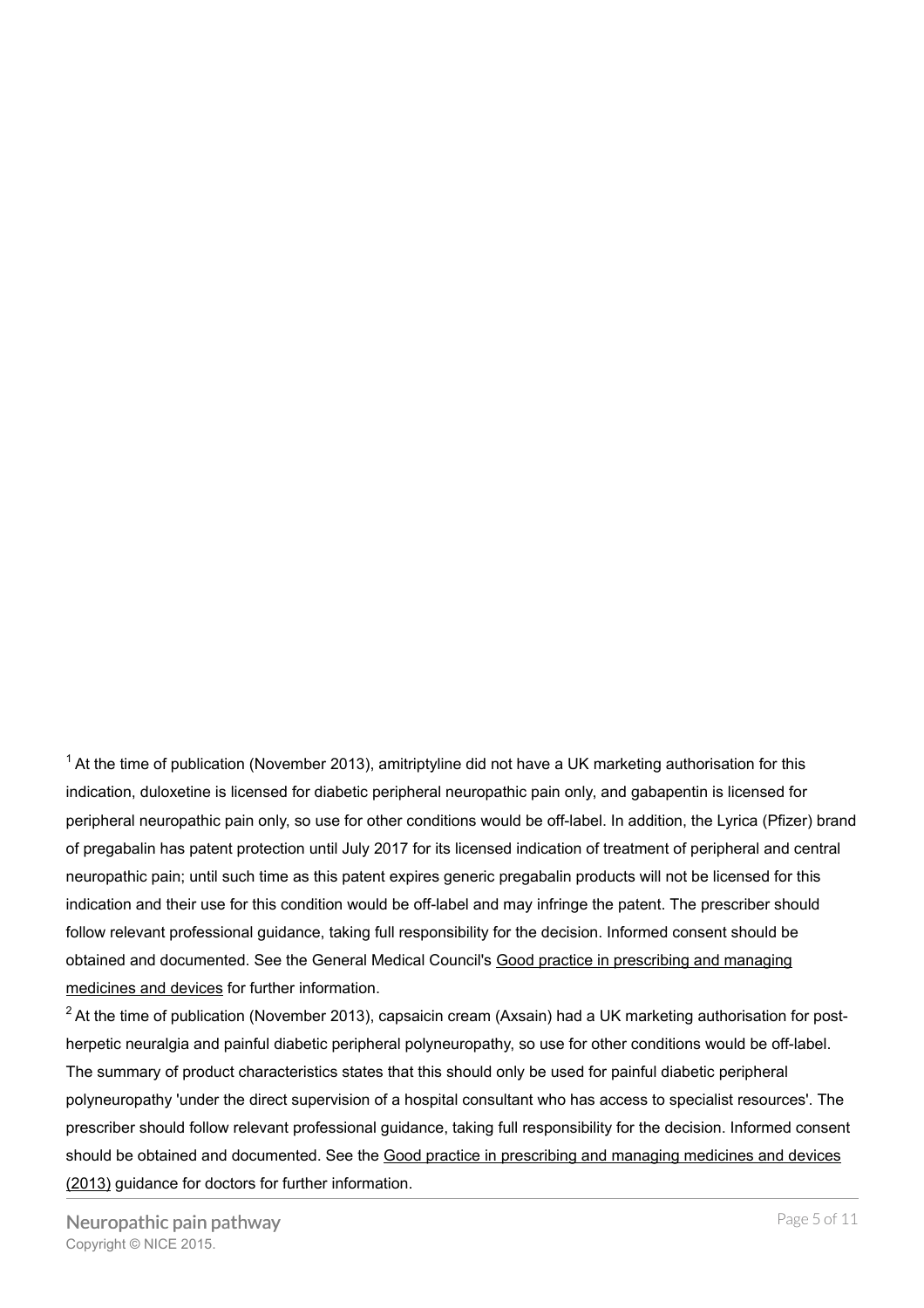[1] At the time of publication (November 2013), amitriptyline did not have a UK marketing authorisation for this indication, duloxetine is licensed for diabetic peripheral neuropathic pain only, and gabapentin is licensed for peripheral neuropathic pain only, so use for other conditions would be off-label. In addition, the Lyrica (Pfizer) brand of pregabalin has patent protection until July 2017 for its licensed indication of treatment of peripheral and central neuropathic pain; until such time as this patent expires generic pregabalin products will not be licensed for this indication and their use for this condition would be off-label and may infringe the patent. The prescriber should follow relevant professional guidance, taking full responsibility for the decision. Informed consent should be obtained and documented. See the General Medical Council's Good practice in prescribing and managing medicines and devices for further information.

[2] At the time of publication (November 2013), capsaicin cream (Axsain) had a UK marketing authorisation for post-herpetic neuralgia and painful diabetic peripheral polyneuropathy, so use for other conditions would be off-label. The summary of product characteristics states that this should only be used for painful diabetic peripheral polyneuropathy 'under the direct supervision of a hospital consultant who has access to specialist resources'. The prescriber should follow relevant professional guidance, taking full responsibility for the decision. Informed consent should be obtained and documented. See the Good practice in prescribing and managing medicines and devices (2013) guidance for doctors for further information.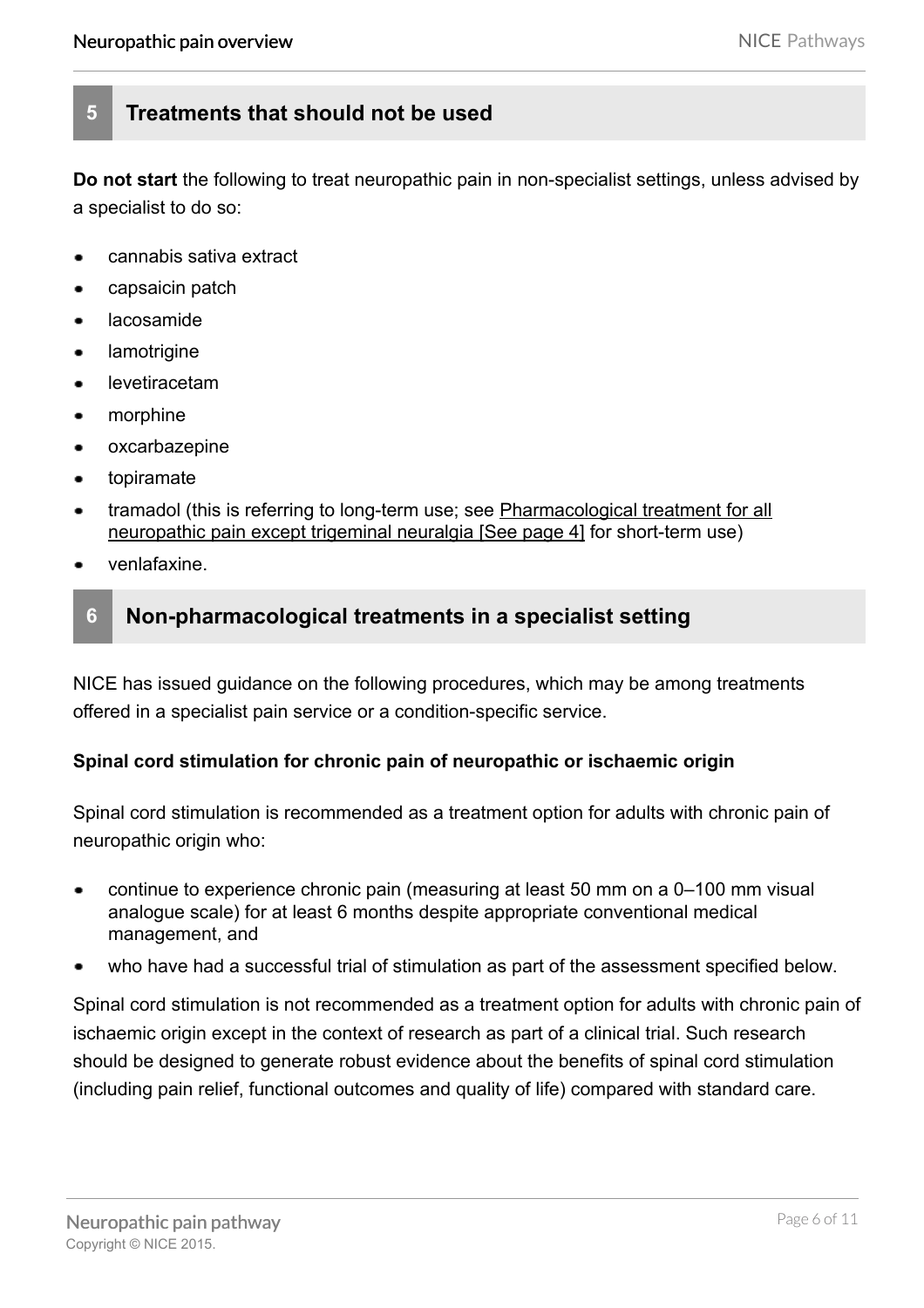## 5 Treatments that should not be used

**Do not start** the following to treat neuropathic pain in non-specialist settings, unless advised by a specialist to do so:

- cannabis sativa extract
- capsaicin patch
- lacosamide
- lamotrigine
- levetiracetam
- morphine
- oxcarbazepine
- topiramate
- tramadol (this is referring to long-term use; see Pharmacological treatment for all neuropathic pain except trigeminal neuralgia [See page 4] for short-term use)
- venlafaxine.

## 6 Non-pharmacological treatments in a specialist setting

NICE has issued guidance on the following procedures, which may be among treatments offered in a specialist pain service or a condition-specific service.

**Spinal cord stimulation for chronic pain of neuropathic or ischaemic origin**

Spinal cord stimulation is recommended as a treatment option for adults with chronic pain of neuropathic origin who:

- continue to experience chronic pain (measuring at least 50 mm on a 0–100 mm visual analogue scale) for at least 6 months despite appropriate conventional medical management, and
- who have had a successful trial of stimulation as part of the assessment specified below.

Spinal cord stimulation is not recommended as a treatment option for adults with chronic pain of ischaemic origin except in the context of research as part of a clinical trial. Such research should be designed to generate robust evidence about the benefits of spinal cord stimulation (including pain relief, functional outcomes and quality of life) compared with standard care.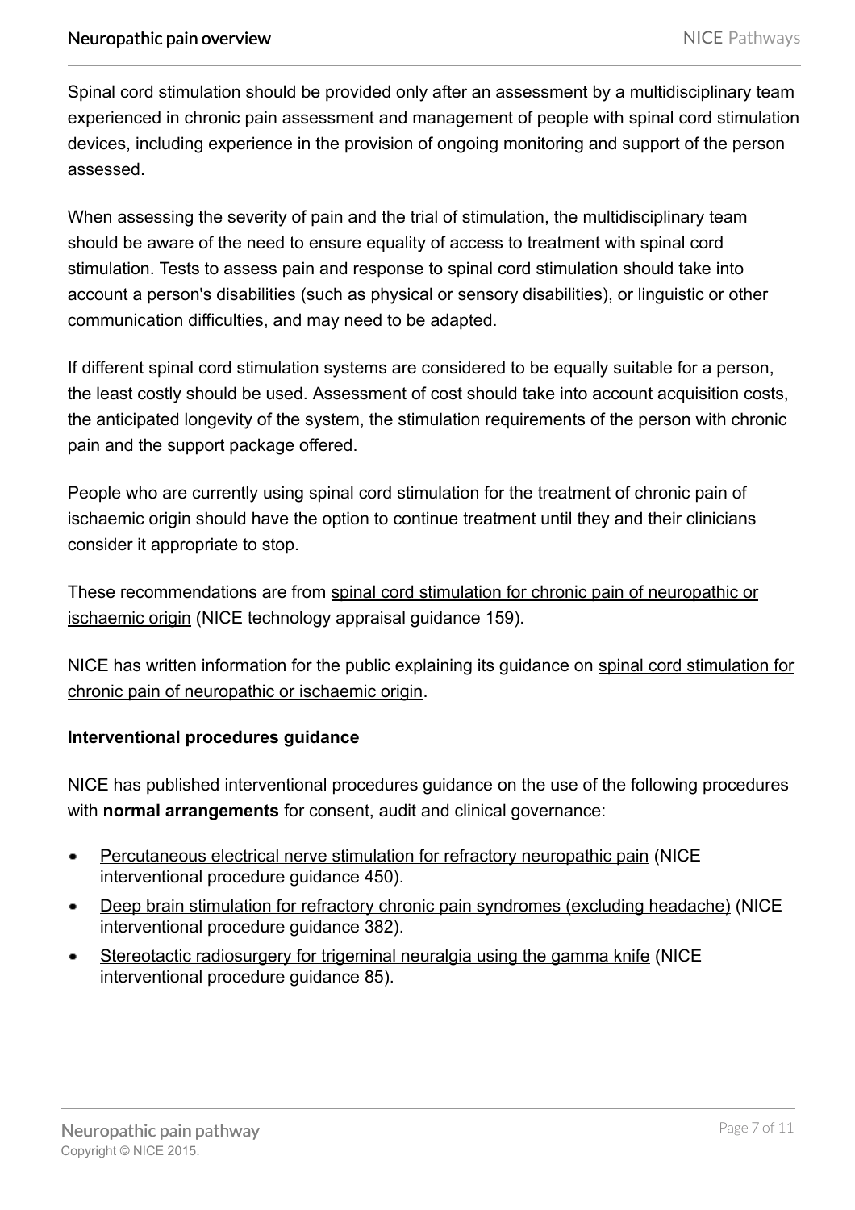Spinal cord stimulation should be provided only after an assessment by a multidisciplinary team experienced in chronic pain assessment and management of people with spinal cord stimulation devices, including experience in the provision of ongoing monitoring and support of the person assessed.

When assessing the severity of pain and the trial of stimulation, the multidisciplinary team should be aware of the need to ensure equality of access to treatment with spinal cord stimulation. Tests to assess pain and response to spinal cord stimulation should take into account a person's disabilities (such as physical or sensory disabilities), or linguistic or other communication difficulties, and may need to be adapted.

If different spinal cord stimulation systems are considered to be equally suitable for a person, the least costly should be used. Assessment of cost should take into account acquisition costs, the anticipated longevity of the system, the stimulation requirements of the person with chronic pain and the support package offered.

People who are currently using spinal cord stimulation for the treatment of chronic pain of ischaemic origin should have the option to continue treatment until they and their clinicians consider it appropriate to stop.

These recommendations are from spinal cord stimulation for chronic pain of neuropathic or ischaemic origin (NICE technology appraisal guidance 159).

NICE has written information for the public explaining its guidance on spinal cord stimulation for chronic pain of neuropathic or ischaemic origin.

**Interventional procedures guidance**

NICE has published interventional procedures guidance on the use of the following procedures with **normal arrangements** for consent, audit and clinical governance:

- Percutaneous electrical nerve stimulation for refractory neuropathic pain (NICE interventional procedure guidance 450).
- Deep brain stimulation for refractory chronic pain syndromes (excluding headache) (NICE interventional procedure guidance 382).
- Stereotactic radiosurgery for trigeminal neuralgia using the gamma knife (NICE interventional procedure guidance 85).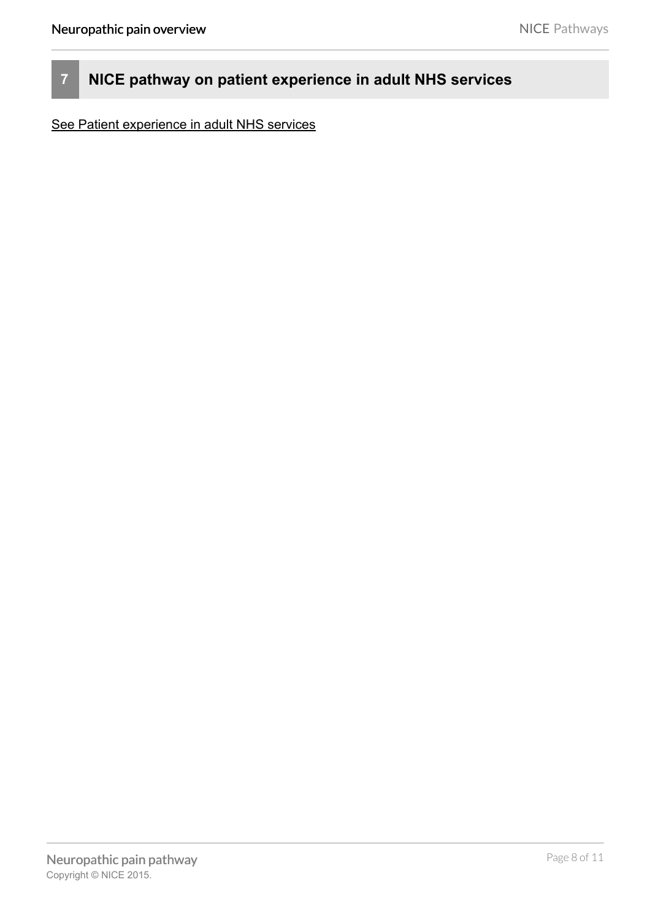## 7 NICE pathway on patient experience in adult NHS services

See Patient experience in adult NHS services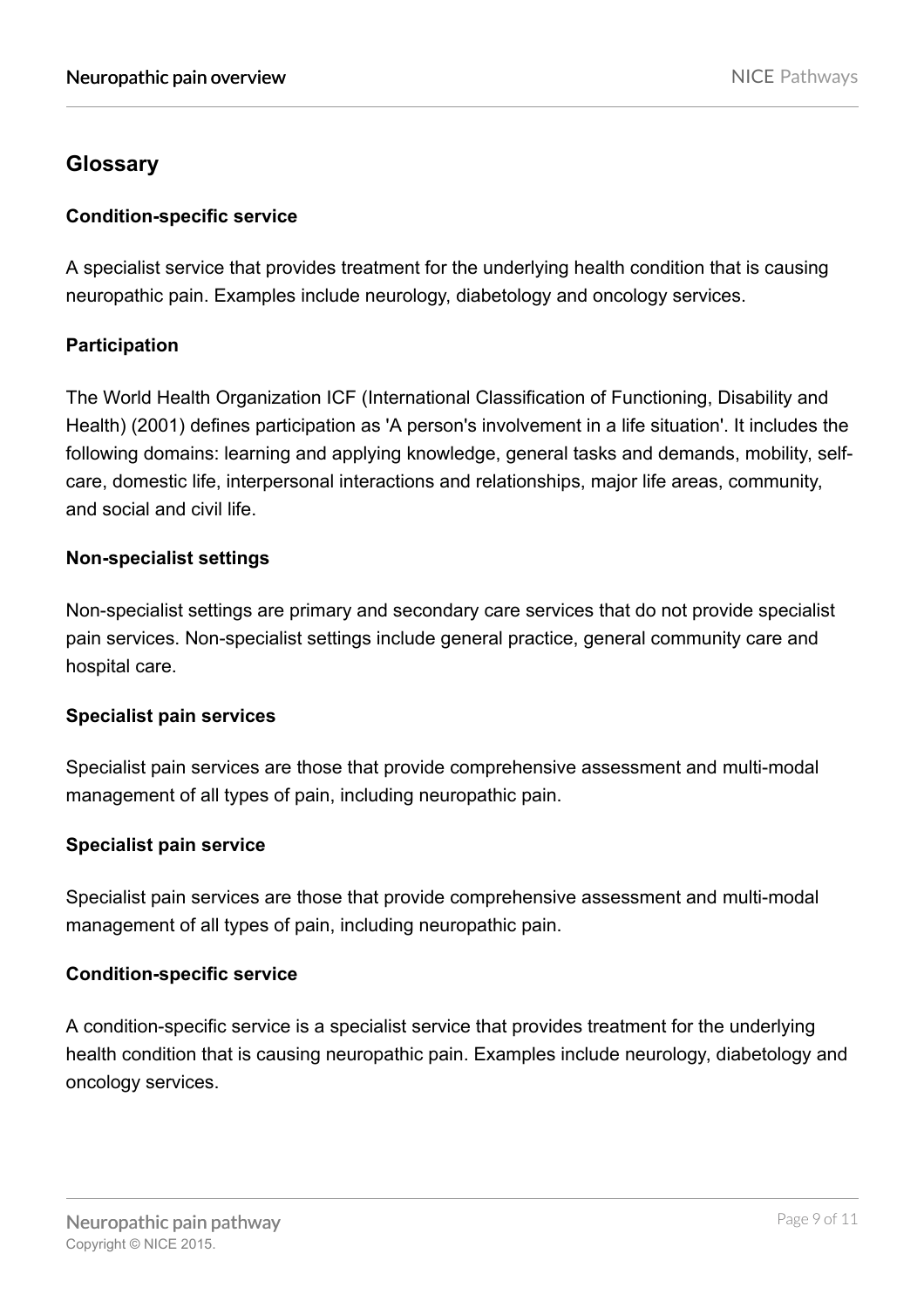## Glossary

### Condition-specific service

A specialist service that provides treatment for the underlying health condition that is causing neuropathic pain. Examples include neurology, diabetology and oncology services.

### Participation

The World Health Organization ICF (International Classification of Functioning, Disability and Health) (2001) defines participation as 'A person's involvement in a life situation'. It includes the following domains: learning and applying knowledge, general tasks and demands, mobility, self-care, domestic life, interpersonal interactions and relationships, major life areas, community, and social and civil life.

### Non-specialist settings

Non-specialist settings are primary and secondary care services that do not provide specialist pain services. Non-specialist settings include general practice, general community care and hospital care.

### Specialist pain services

Specialist pain services are those that provide comprehensive assessment and multi-modal management of all types of pain, including neuropathic pain.

### Specialist pain service

Specialist pain services are those that provide comprehensive assessment and multi-modal management of all types of pain, including neuropathic pain.

### Condition-specific service

A condition-specific service is a specialist service that provides treatment for the underlying health condition that is causing neuropathic pain. Examples include neurology, diabetology and oncology services.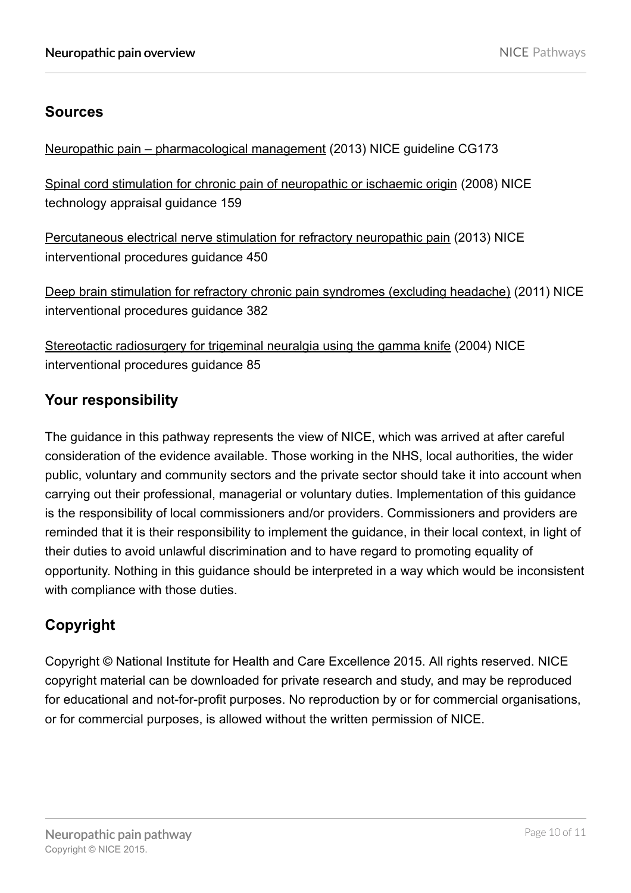## Sources

Neuropathic pain – pharmacological management (2013) NICE guideline CG173

Spinal cord stimulation for chronic pain of neuropathic or ischaemic origin (2008) NICE technology appraisal guidance 159

Percutaneous electrical nerve stimulation for refractory neuropathic pain (2013) NICE interventional procedures guidance 450

Deep brain stimulation for refractory chronic pain syndromes (excluding headache) (2011) NICE interventional procedures guidance 382

Stereotactic radiosurgery for trigeminal neuralgia using the gamma knife (2004) NICE interventional procedures guidance 85

## Your responsibility

The guidance in this pathway represents the view of NICE, which was arrived at after careful consideration of the evidence available. Those working in the NHS, local authorities, the wider public, voluntary and community sectors and the private sector should take it into account when carrying out their professional, managerial or voluntary duties. Implementation of this guidance is the responsibility of local commissioners and/or providers. Commissioners and providers are reminded that it is their responsibility to implement the guidance, in their local context, in light of their duties to avoid unlawful discrimination and to have regard to promoting equality of opportunity. Nothing in this guidance should be interpreted in a way which would be inconsistent with compliance with those duties.

## Copyright

Copyright © National Institute for Health and Care Excellence 2015. All rights reserved. NICE copyright material can be downloaded for private research and study, and may be reproduced for educational and not-for-profit purposes. No reproduction by or for commercial organisations, or for commercial purposes, is allowed without the written permission of NICE.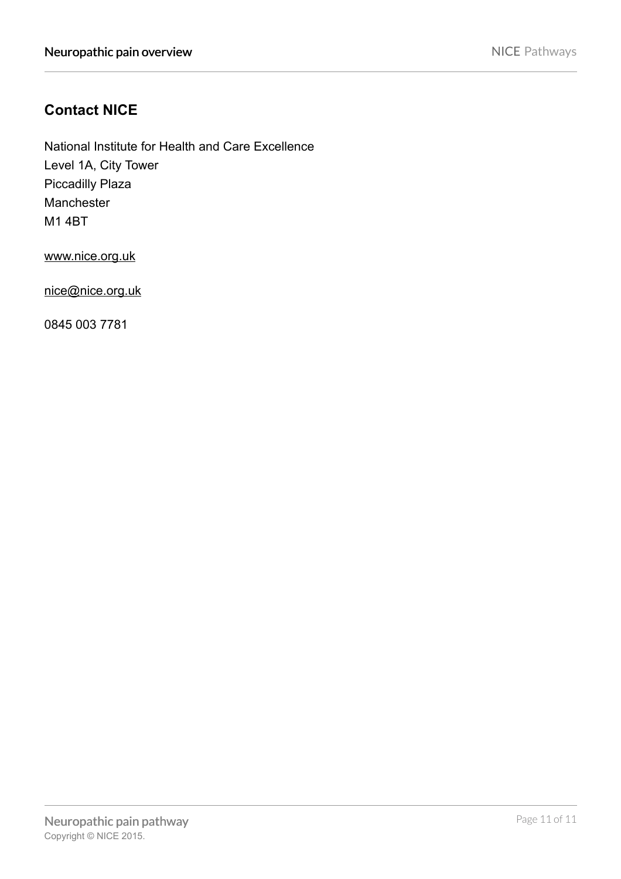## Contact NICE

National Institute for Health and Care Excellence
Level 1A, City Tower
Piccadilly Plaza
Manchester
M1 4BT

www.nice.org.uk

nice@nice.org.uk

0845 003 7781